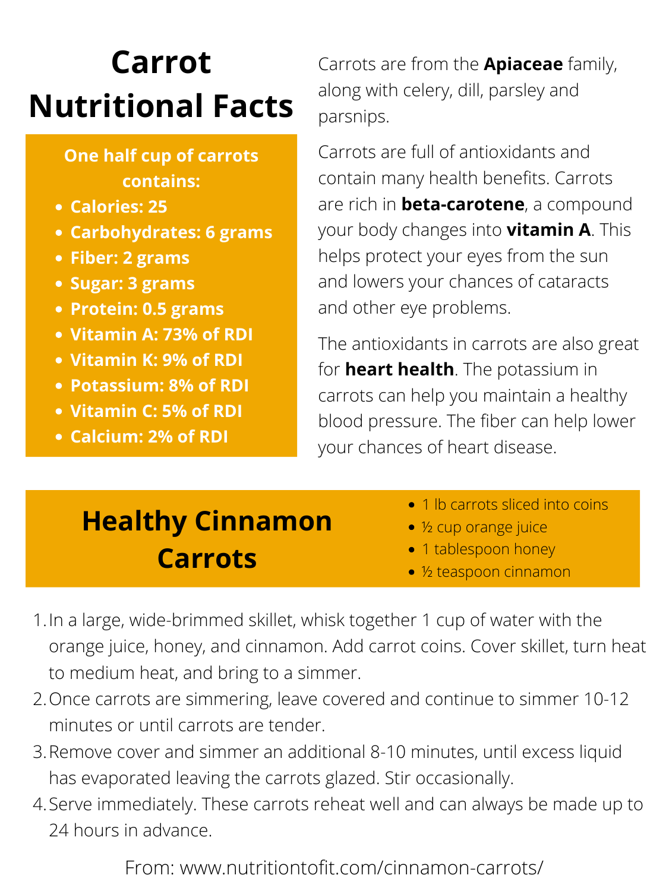# Carrot Nutritional Facts

**One half cup of carrots contains:**

- **Calories: 25**
- **Carbohydrates: 6 grams**
- **Fiber: 2 grams**
- **Sugar: 3 grams**
- **Protein: 0.5 grams**
- **Vitamin A: 73% of RDI**
- **Vitamin K: 9% of RDI**
- **Potassium: 8% of RDI**
- **Vitamin C: 5% of RDI**
- **Calcium: 2% of RDI**

Carrots are from the **Apiaceae** family, along with celery, dill, parsley and parsnips.

Carrots are full of antioxidants and contain many health benefits. Carrots are rich in **beta-carotene**, a compound your body changes into **vitamin A**. This helps protect your eyes from the sun and lowers your chances of cataracts and other eye problems.

The antioxidants in carrots are also great for **heart health**. The potassium in carrots can help you maintain a healthy blood pressure. The fiber can help lower your chances of heart disease.

## Healthy Cinnamon Carrots

- 1 lb carrots sliced into coins
- ½ cup orange juice
- 1 tablespoon honey
- ½ teaspoon cinnamon

1. In a large, wide-brimmed skillet, whisk together 1 cup of water with the orange juice, honey, and cinnamon. Add carrot coins. Cover skillet, turn heat to medium heat, and bring to a simmer.
2. Once carrots are simmering, leave covered and continue to simmer 10-12 minutes or until carrots are tender.
3. Remove cover and simmer an additional 8-10 minutes, until excess liquid has evaporated leaving the carrots glazed. Stir occasionally.
4. Serve immediately. These carrots reheat well and can always be made up to 24 hours in advance.

From: www.nutritiontofit.com/cinnamon-carrots/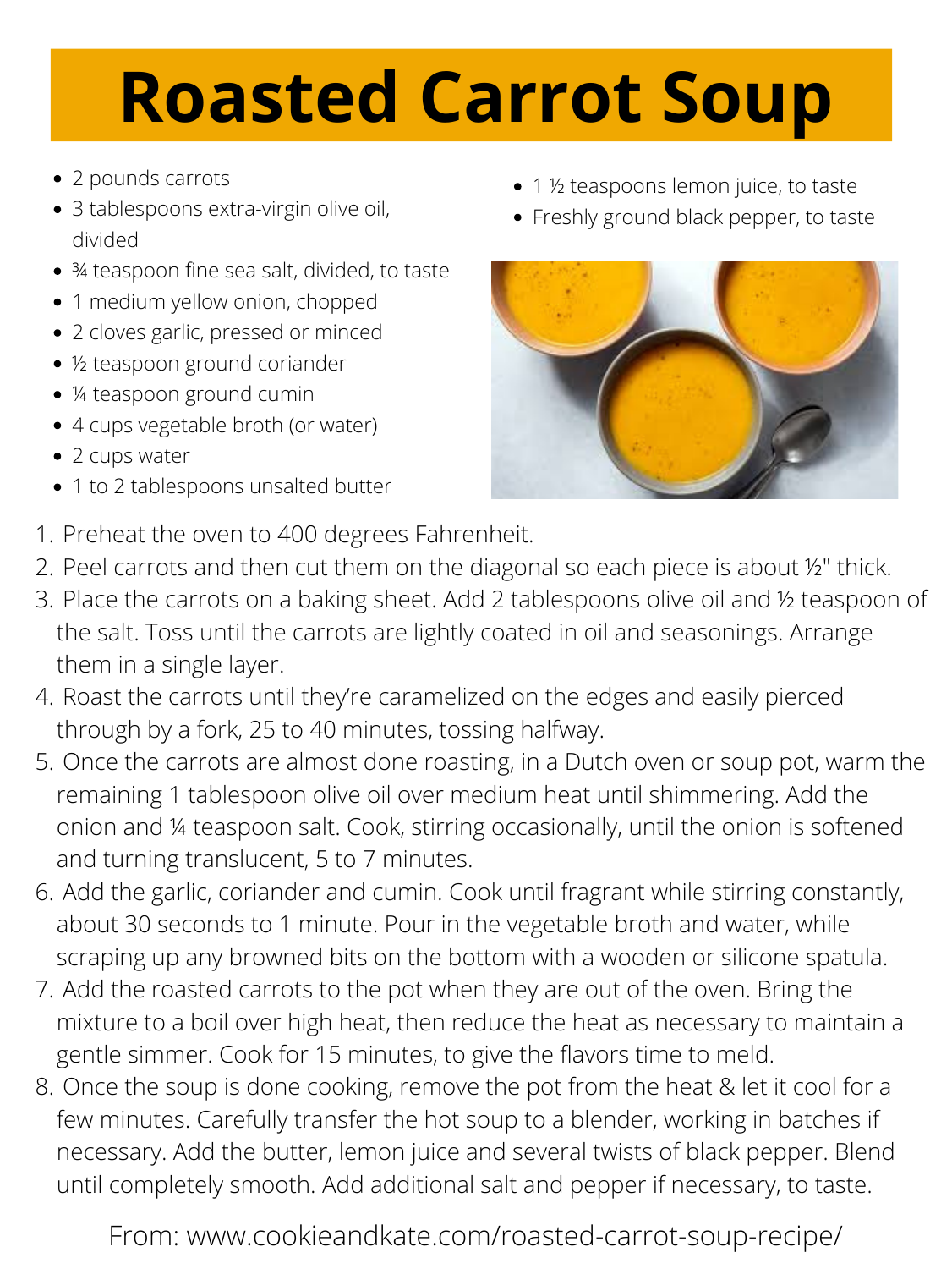# Roasted Carrot Soup

- 2 pounds carrots
- 3 tablespoons extra-virgin olive oil, divided
- ¾ teaspoon fine sea salt, divided, to taste
- 1 medium yellow onion, chopped
- 2 cloves garlic, pressed or minced
- ½ teaspoon ground coriander
- ¼ teaspoon ground cumin
- 4 cups vegetable broth (or water)
- 2 cups water
- 1 to 2 tablespoons unsalted butter
- 1 ½ teaspoons lemon juice, to taste
- Freshly ground black pepper, to taste

1. Preheat the oven to 400 degrees Fahrenheit.
2. Peel carrots and then cut them on the diagonal so each piece is about ½" thick.
3. Place the carrots on a baking sheet. Add 2 tablespoons olive oil and ½ teaspoon of the salt. Toss until the carrots are lightly coated in oil and seasonings. Arrange them in a single layer.
4. Roast the carrots until they're caramelized on the edges and easily pierced through by a fork, 25 to 40 minutes, tossing halfway.
5. Once the carrots are almost done roasting, in a Dutch oven or soup pot, warm the remaining 1 tablespoon olive oil over medium heat until shimmering. Add the onion and ¼ teaspoon salt. Cook, stirring occasionally, until the onion is softened and turning translucent, 5 to 7 minutes.
6. Add the garlic, coriander and cumin. Cook until fragrant while stirring constantly, about 30 seconds to 1 minute. Pour in the vegetable broth and water, while scraping up any browned bits on the bottom with a wooden or silicone spatula.
7. Add the roasted carrots to the pot when they are out of the oven. Bring the mixture to a boil over high heat, then reduce the heat as necessary to maintain a gentle simmer. Cook for 15 minutes, to give the flavors time to meld.
8. Once the soup is done cooking, remove the pot from the heat & let it cool for a few minutes. Carefully transfer the hot soup to a blender, working in batches if necessary. Add the butter, lemon juice and several twists of black pepper. Blend until completely smooth. Add additional salt and pepper if necessary, to taste.

From: www.cookieandkate.com/roasted-carrot-soup-recipe/